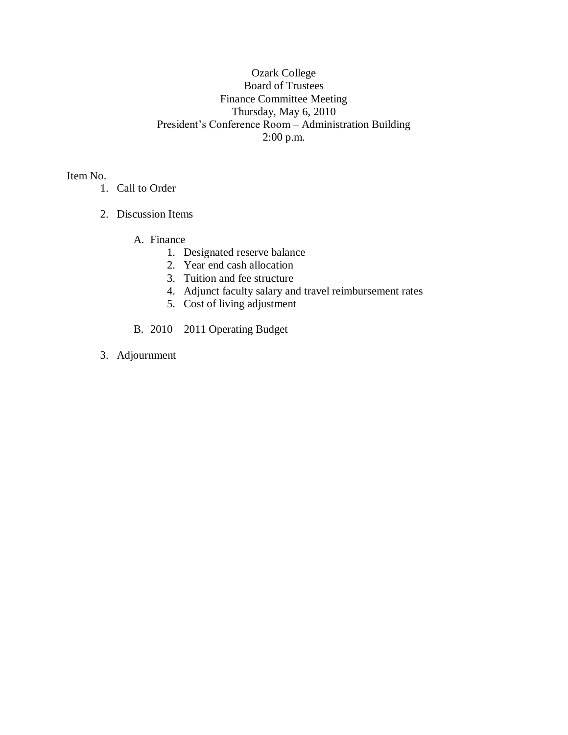# Ozark College
## Board of Trustees
## Finance Committee Meeting
Thursday, May 6, 2010
President's Conference Room – Administration Building
2:00 p.m.

Item No.

1. Call to Order

2. Discussion Items

   A. Finance
      1. Designated reserve balance
      2. Year end cash allocation
      3. Tuition and fee structure
      4. Adjunct faculty salary and travel reimbursement rates
      5. Cost of living adjustment

   B. 2010 – 2011 Operating Budget

3. Adjournment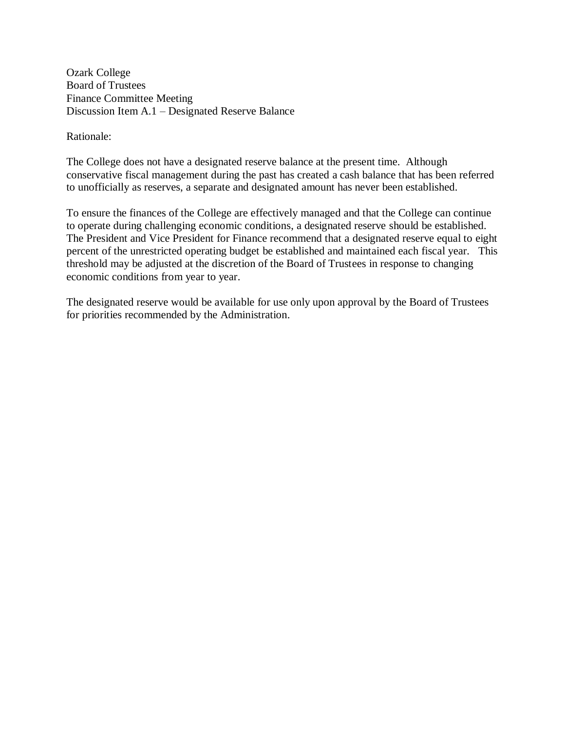Ozark College
Board of Trustees
Finance Committee Meeting
Discussion Item A.1 – Designated Reserve Balance

Rationale:

The College does not have a designated reserve balance at the present time. Although conservative fiscal management during the past has created a cash balance that has been referred to unofficially as reserves, a separate and designated amount has never been established.

To ensure the finances of the College are effectively managed and that the College can continue to operate during challenging economic conditions, a designated reserve should be established. The President and Vice President for Finance recommend that a designated reserve equal to eight percent of the unrestricted operating budget be established and maintained each fiscal year. This threshold may be adjusted at the discretion of the Board of Trustees in response to changing economic conditions from year to year.

The designated reserve would be available for use only upon approval by the Board of Trustees for priorities recommended by the Administration.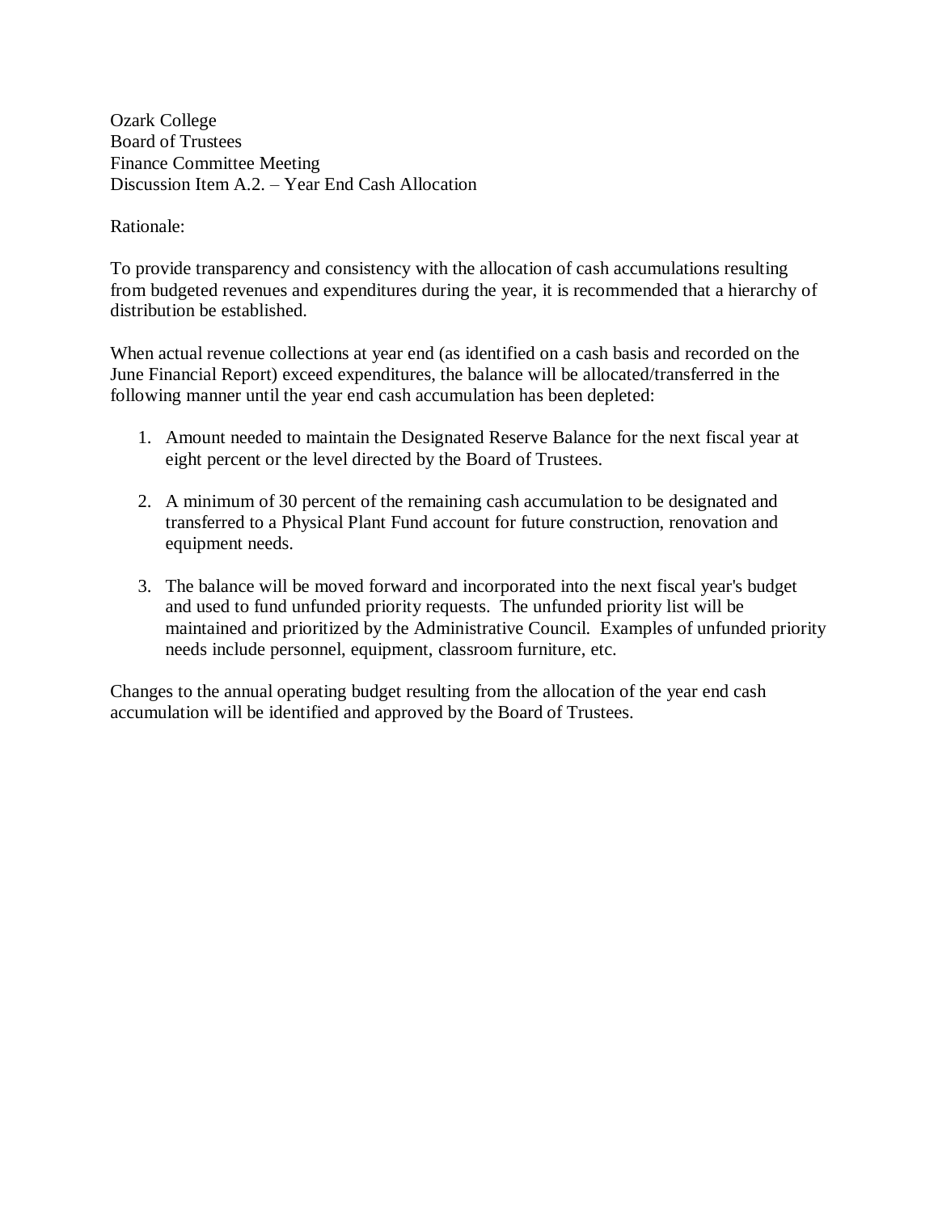Ozark College
Board of Trustees
Finance Committee Meeting
Discussion Item A.2. – Year End Cash Allocation

Rationale:

To provide transparency and consistency with the allocation of cash accumulations resulting from budgeted revenues and expenditures during the year, it is recommended that a hierarchy of distribution be established.

When actual revenue collections at year end (as identified on a cash basis and recorded on the June Financial Report) exceed expenditures, the balance will be allocated/transferred in the following manner until the year end cash accumulation has been depleted:

1. Amount needed to maintain the Designated Reserve Balance for the next fiscal year at eight percent or the level directed by the Board of Trustees.

2. A minimum of 30 percent of the remaining cash accumulation to be designated and transferred to a Physical Plant Fund account for future construction, renovation and equipment needs.

3. The balance will be moved forward and incorporated into the next fiscal year's budget and used to fund unfunded priority requests. The unfunded priority list will be maintained and prioritized by the Administrative Council. Examples of unfunded priority needs include personnel, equipment, classroom furniture, etc.

Changes to the annual operating budget resulting from the allocation of the year end cash accumulation will be identified and approved by the Board of Trustees.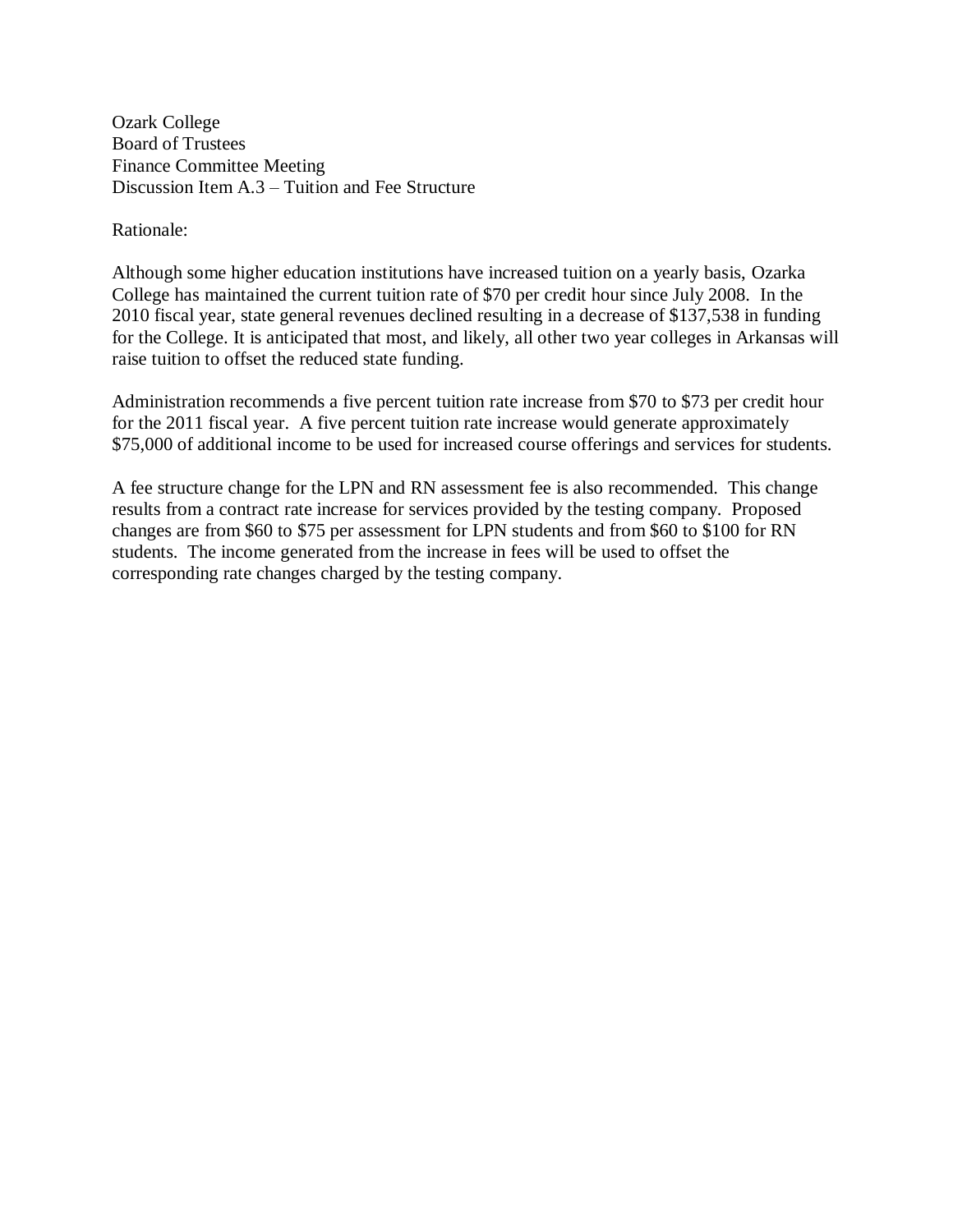Ozark College
Board of Trustees
Finance Committee Meeting
Discussion Item A.3 – Tuition and Fee Structure

Rationale:

Although some higher education institutions have increased tuition on a yearly basis, Ozarka College has maintained the current tuition rate of $70 per credit hour since July 2008. In the 2010 fiscal year, state general revenues declined resulting in a decrease of $137,538 in funding for the College. It is anticipated that most, and likely, all other two year colleges in Arkansas will raise tuition to offset the reduced state funding.

Administration recommends a five percent tuition rate increase from $70 to $73 per credit hour for the 2011 fiscal year. A five percent tuition rate increase would generate approximately $75,000 of additional income to be used for increased course offerings and services for students.

A fee structure change for the LPN and RN assessment fee is also recommended. This change results from a contract rate increase for services provided by the testing company. Proposed changes are from $60 to $75 per assessment for LPN students and from $60 to $100 for RN students. The income generated from the increase in fees will be used to offset the corresponding rate changes charged by the testing company.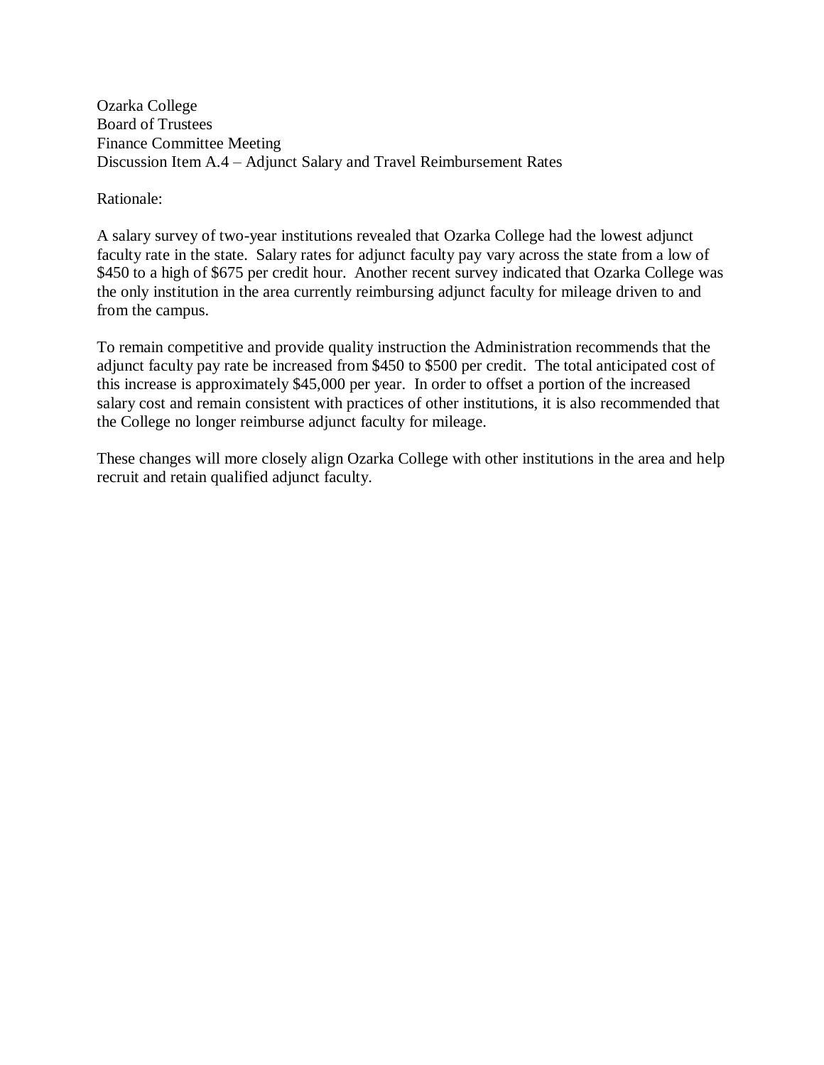Ozarka College
Board of Trustees
Finance Committee Meeting
Discussion Item A.4 – Adjunct Salary and Travel Reimbursement Rates

Rationale:

A salary survey of two-year institutions revealed that Ozarka College had the lowest adjunct faculty rate in the state. Salary rates for adjunct faculty pay vary across the state from a low of $450 to a high of $675 per credit hour. Another recent survey indicated that Ozarka College was the only institution in the area currently reimbursing adjunct faculty for mileage driven to and from the campus.

To remain competitive and provide quality instruction the Administration recommends that the adjunct faculty pay rate be increased from $450 to $500 per credit. The total anticipated cost of this increase is approximately $45,000 per year. In order to offset a portion of the increased salary cost and remain consistent with practices of other institutions, it is also recommended that the College no longer reimburse adjunct faculty for mileage.

These changes will more closely align Ozarka College with other institutions in the area and help recruit and retain qualified adjunct faculty.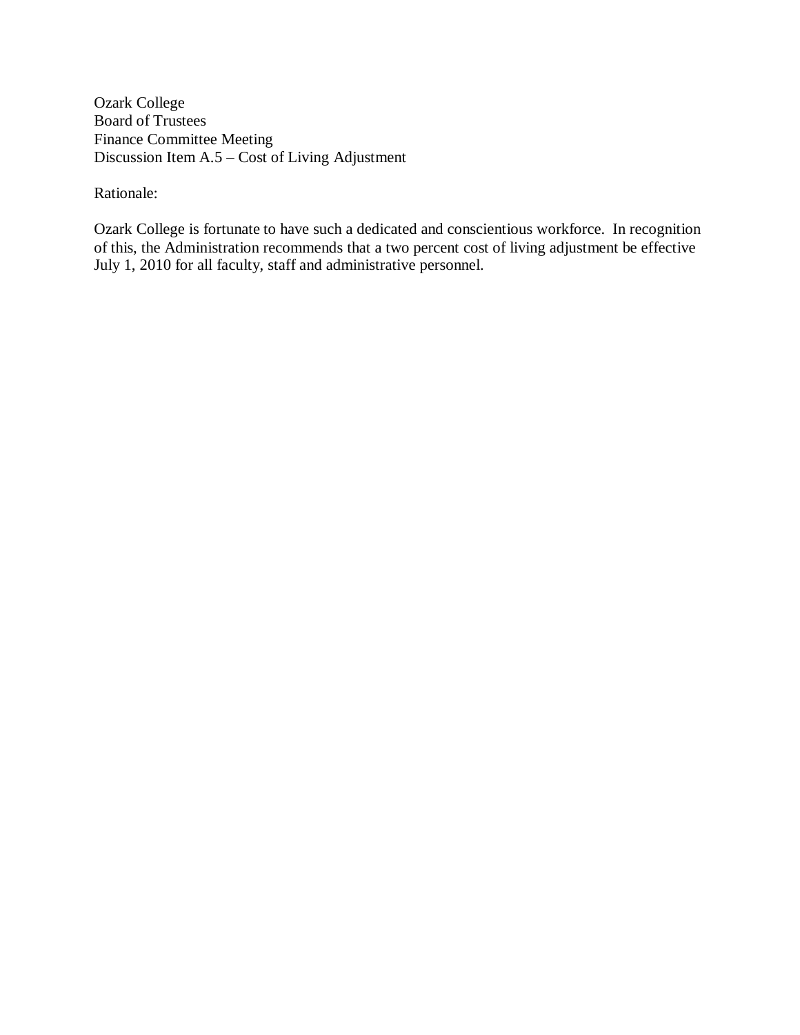Ozark College
Board of Trustees
Finance Committee Meeting
Discussion Item A.5 – Cost of Living Adjustment

Rationale:

Ozark College is fortunate to have such a dedicated and conscientious workforce. In recognition of this, the Administration recommends that a two percent cost of living adjustment be effective July 1, 2010 for all faculty, staff and administrative personnel.